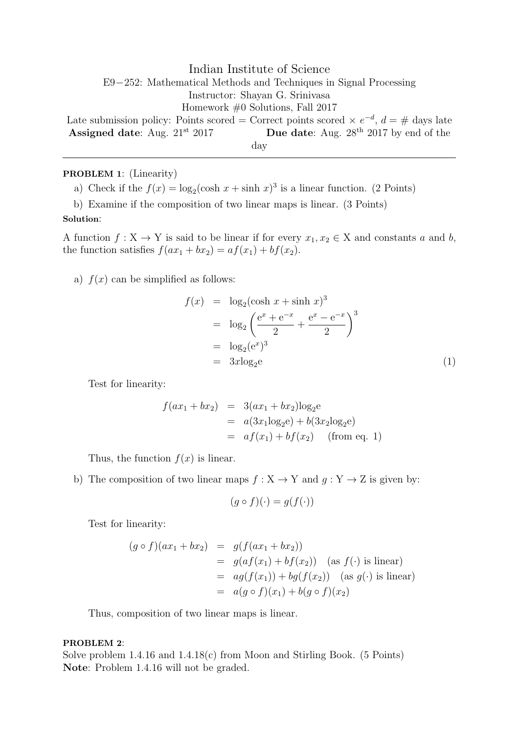# Indian Institute of Science

E9−252: Mathematical Methods and Techniques in Signal Processing
Instructor: Shayan G. Srinivasa
Homework #0 Solutions, Fall 2017

Late submission policy: Points scored = Correct points scored × $e^{-d}$, $d$ = # days late

**Assigned date**: Aug. 21st 2017 **Due date**: Aug. 28th 2017 by end of the day

---

**PROBLEM 1**: (Linearity)

a) Check if the $f(x) = \log_2(\cosh x + \sinh x)^3$ is a linear function. (2 Points)

b) Examine if the composition of two linear maps is linear. (3 Points)

**Solution**:

A function $f : \mathrm{X} \to \mathrm{Y}$ is said to be linear if for every $x_1, x_2 \in \mathrm{X}$ and constants $a$ and $b$, the function satisfies $f(ax_1 + bx_2) = af(x_1) + bf(x_2)$.

a) $f(x)$ can be simplified as follows:

$$\begin{aligned} f(x) &= \log_2(\cosh x + \sinh x)^3 \\ &= \log_2\left(\frac{\mathrm{e}^x + \mathrm{e}^{-x}}{2} + \frac{\mathrm{e}^x - \mathrm{e}^{-x}}{2}\right)^3 \\ &= \log_2(\mathrm{e}^x)^3 \\ &= 3x\log_2\mathrm{e} \end{aligned} \tag{1}$$

Test for linearity:

$$\begin{aligned} f(ax_1 + bx_2) &= 3(ax_1 + bx_2)\log_2\mathrm{e} \\ &= a(3x_1\log_2\mathrm{e}) + b(3x_2\log_2\mathrm{e}) \\ &= af(x_1) + bf(x_2) \quad \text{(from eq. 1)} \end{aligned}$$

Thus, the function $f(x)$ is linear.

b) The composition of two linear maps $f : \mathrm{X} \to \mathrm{Y}$ and $g : \mathrm{Y} \to \mathrm{Z}$ is given by:

$$(g \circ f)(\cdot) = g(f(\cdot))$$

Test for linearity:

$$\begin{aligned} (g \circ f)(ax_1 + bx_2) &= g(f(ax_1 + bx_2)) \\ &= g(af(x_1) + bf(x_2)) \quad \text{(as } f(\cdot) \text{ is linear)} \\ &= ag(f(x_1)) + bg(f(x_2)) \quad \text{(as } g(\cdot) \text{ is linear)} \\ &= a(g \circ f)(x_1) + b(g \circ f)(x_2) \end{aligned}$$

Thus, composition of two linear maps is linear.

**PROBLEM 2**:

Solve problem 1.4.16 and 1.4.18(c) from Moon and Stirling Book. (5 Points)

**Note**: Problem 1.4.16 will not be graded.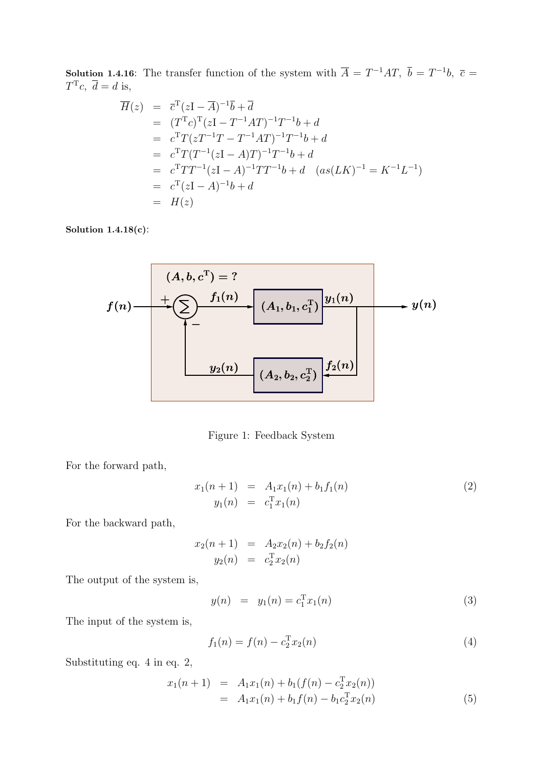**Solution 1.4.16**: The transfer function of the system with $\overline{A} = T^{-1}AT,\ \overline{b} = T^{-1}b,\ \overline{c} = T^{\mathrm{T}}c,\ \overline{d} = d$ is,

$$
\begin{aligned}
\overline{H}(z) &= \overline{c}^{\mathrm{T}}(z\mathrm{I} - \overline{A})^{-1}\overline{b} + \overline{d} \\
&= (T^{\mathrm{T}}c)^{\mathrm{T}}(z\mathrm{I} - T^{-1}AT)^{-1}T^{-1}b + d \\
&= c^{\mathrm{T}}T(zT^{-1}T - T^{-1}AT)^{-1}T^{-1}b + d \\
&= c^{\mathrm{T}}T(T^{-1}(z\mathrm{I} - A)T)^{-1}T^{-1}b + d \\
&= c^{\mathrm{T}}TT^{-1}(z\mathrm{I} - A)^{-1}TT^{-1}b + d \quad (as (LK)^{-1} = K^{-1}L^{-1}) \\
&= c^{\mathrm{T}}(z\mathrm{I} - A)^{-1}b + d \\
&= H(z)
\end{aligned}
$$

**Solution 1.4.18(c)**:

Figure 1: Feedback System

For the forward path,

$$
\begin{aligned}
x_1(n+1) &= A_1x_1(n) + b_1f_1(n) \\
y_1(n) &= c_1^{\mathrm{T}}x_1(n)
\end{aligned} \tag{2}
$$

For the backward path,

$$
\begin{aligned}
x_2(n+1) &= A_2x_2(n) + b_2f_2(n) \\
y_2(n) &= c_2^{\mathrm{T}}x_2(n)
\end{aligned}
$$

The output of the system is,

$$
y(n) = y_1(n) = c_1^{\mathrm{T}}x_1(n) \tag{3}
$$

The input of the system is,

$$
f_1(n) = f(n) - c_2^{\mathrm{T}}x_2(n) \tag{4}
$$

Substituting eq. 4 in eq. 2,

$$
\begin{aligned}
x_1(n+1) &= A_1x_1(n) + b_1(f(n) - c_2^{\mathrm{T}}x_2(n)) \\
&= A_1x_1(n) + b_1f(n) - b_1c_2^{\mathrm{T}}x_2(n)
\end{aligned} \tag{5}
$$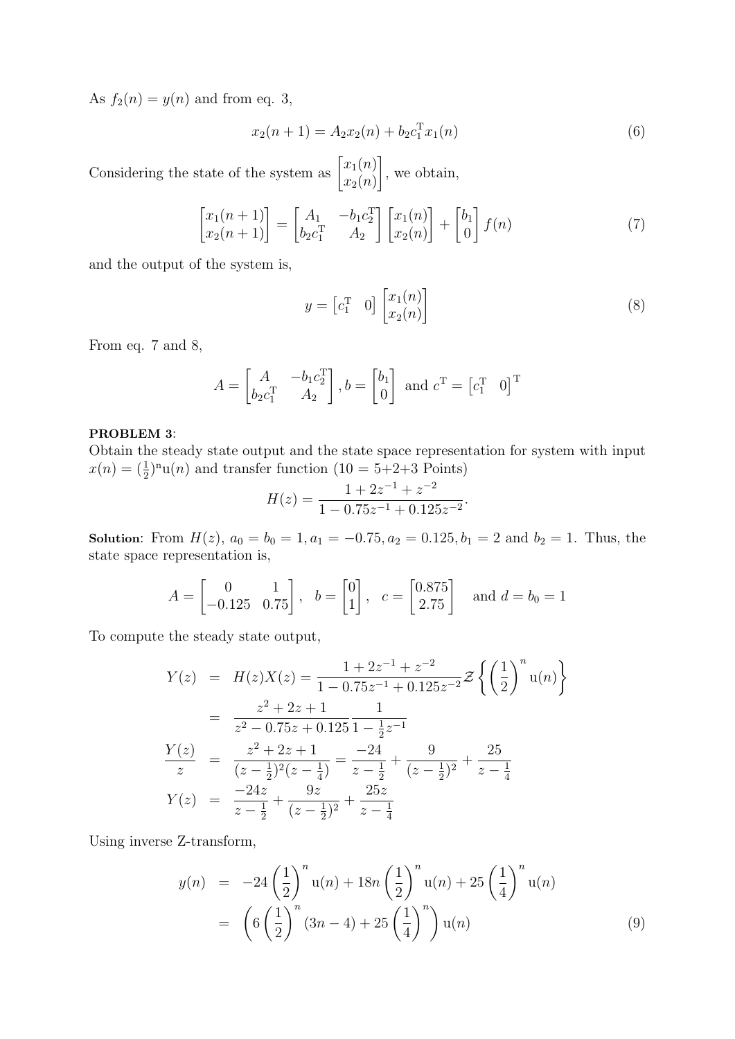As $f_2(n) = y(n)$ and from eq. 3,

$$x_2(n+1) = A_2 x_2(n) + b_2 c_1^{\mathrm{T}} x_1(n) \tag{6}$$

Considering the state of the system as $\begin{bmatrix} x_1(n) \\ x_2(n) \end{bmatrix}$, we obtain,

$$\begin{bmatrix} x_1(n+1) \\ x_2(n+1) \end{bmatrix} = \begin{bmatrix} A_1 & -b_1 c_2^{\mathrm{T}} \\ b_2 c_1^{\mathrm{T}} & A_2 \end{bmatrix} \begin{bmatrix} x_1(n) \\ x_2(n) \end{bmatrix} + \begin{bmatrix} b_1 \\ 0 \end{bmatrix} f(n) \tag{7}$$

and the output of the system is,

$$y = \begin{bmatrix} c_1^{\mathrm{T}} & 0 \end{bmatrix} \begin{bmatrix} x_1(n) \\ x_2(n) \end{bmatrix} \tag{8}$$

From eq. 7 and 8,

$$A = \begin{bmatrix} A & -b_1 c_2^{\mathrm{T}} \\ b_2 c_1^{\mathrm{T}} & A_2 \end{bmatrix}, b = \begin{bmatrix} b_1 \\ 0 \end{bmatrix} \text{ and } c^{\mathrm{T}} = \begin{bmatrix} c_1^{\mathrm{T}} & 0 \end{bmatrix}^{\mathrm{T}}$$

**PROBLEM 3**:
Obtain the steady state output and the state space representation for system with input $x(n) = (\frac{1}{2})^{\mathrm{n}} \mathrm{u}(n)$ and transfer function (10 = 5+2+3 Points)

$$H(z) = \frac{1 + 2z^{-1} + z^{-2}}{1 - 0.75z^{-1} + 0.125z^{-2}}.$$

**Solution**: From $H(z)$, $a_0 = b_0 = 1, a_1 = -0.75, a_2 = 0.125, b_1 = 2$ and $b_2 = 1$. Thus, the state space representation is,

$$A = \begin{bmatrix} 0 & 1 \\ -0.125 & 0.75 \end{bmatrix}, \quad b = \begin{bmatrix} 0 \\ 1 \end{bmatrix}, \quad c = \begin{bmatrix} 0.875 \\ 2.75 \end{bmatrix} \quad \text{and } d = b_0 = 1$$

To compute the steady state output,

$$\begin{aligned}
Y(z) &= H(z)X(z) = \frac{1 + 2z^{-1} + z^{-2}}{1 - 0.75z^{-1} + 0.125z^{-2}} \mathcal{Z}\left\{ \left(\frac{1}{2}\right)^n \mathrm{u}(n) \right\} \\
&= \frac{z^2 + 2z + 1}{z^2 - 0.75z + 0.125} \frac{1}{1 - \frac{1}{2}z^{-1}} \\
\frac{Y(z)}{z} &= \frac{z^2 + 2z + 1}{(z - \frac{1}{2})^2 (z - \frac{1}{4})} = \frac{-24}{z - \frac{1}{2}} + \frac{9}{(z - \frac{1}{2})^2} + \frac{25}{z - \frac{1}{4}} \\
Y(z) &= \frac{-24z}{z - \frac{1}{2}} + \frac{9z}{(z - \frac{1}{2})^2} + \frac{25z}{z - \frac{1}{4}}
\end{aligned}$$

Using inverse Z-transform,

$$\begin{aligned}
y(n) &= -24\left(\frac{1}{2}\right)^n \mathrm{u}(n) + 18n\left(\frac{1}{2}\right)^n \mathrm{u}(n) + 25\left(\frac{1}{4}\right)^n \mathrm{u}(n) \\
&= \left(6\left(\frac{1}{2}\right)^n (3n - 4) + 25\left(\frac{1}{4}\right)^n\right) \mathrm{u}(n)
\end{aligned} \tag{9}$$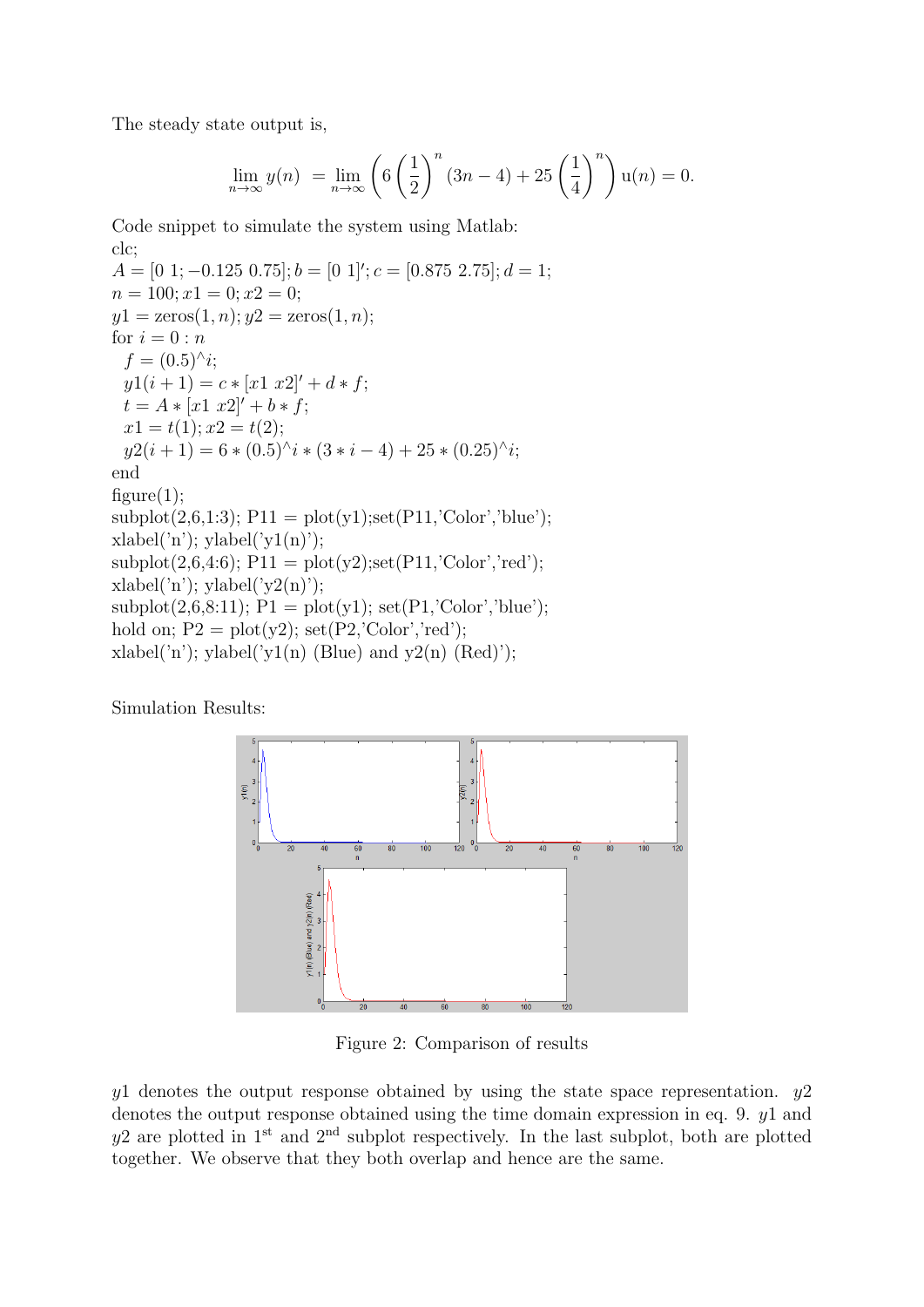The steady state output is,

$$\lim_{n\to\infty} y(n) \; = \lim_{n\to\infty} \left( 6\left(\frac{1}{2}\right)^n (3n-4) + 25\left(\frac{1}{4}\right)^n \right) \mathrm{u}(n) = 0.$$

Code snippet to simulate the system using Matlab:

```
clc;
A = [0 1; -0.125 0.75]; b = [0 1]'; c = [0.875 2.75]; d = 1;
n = 100; x1 = 0; x2 = 0;
y1 = zeros(1, n); y2 = zeros(1, n);
for i = 0 : n
  f = (0.5)^i;
  y1(i + 1) = c * [x1 x2]' + d * f;
  t = A * [x1 x2]' + b * f;
  x1 = t(1); x2 = t(2);
  y2(i + 1) = 6 * (0.5)^i * (3 * i - 4) + 25 * (0.25)^i;
end
figure(1);
subplot(2,6,1:3); P11 = plot(y1);set(P11,'Color','blue');
xlabel('n'); ylabel('y1(n)');
subplot(2,6,4:6); P11 = plot(y2);set(P11,'Color','red');
xlabel('n'); ylabel('y2(n)');
subplot(2,6,8:11); P1 = plot(y1); set(P1,'Color','blue');
hold on; P2 = plot(y2); set(P2,'Color','red');
xlabel('n'); ylabel('y1(n) (Blue) and y2(n) (Red)');
```

Simulation Results:

Figure 2: Comparison of results

$y1$ denotes the output response obtained by using the state space representation. $y2$ denotes the output response obtained using the time domain expression in eq. 9. $y1$ and $y2$ are plotted in 1st and 2nd subplot respectively. In the last subplot, both are plotted together. We observe that they both overlap and hence are the same.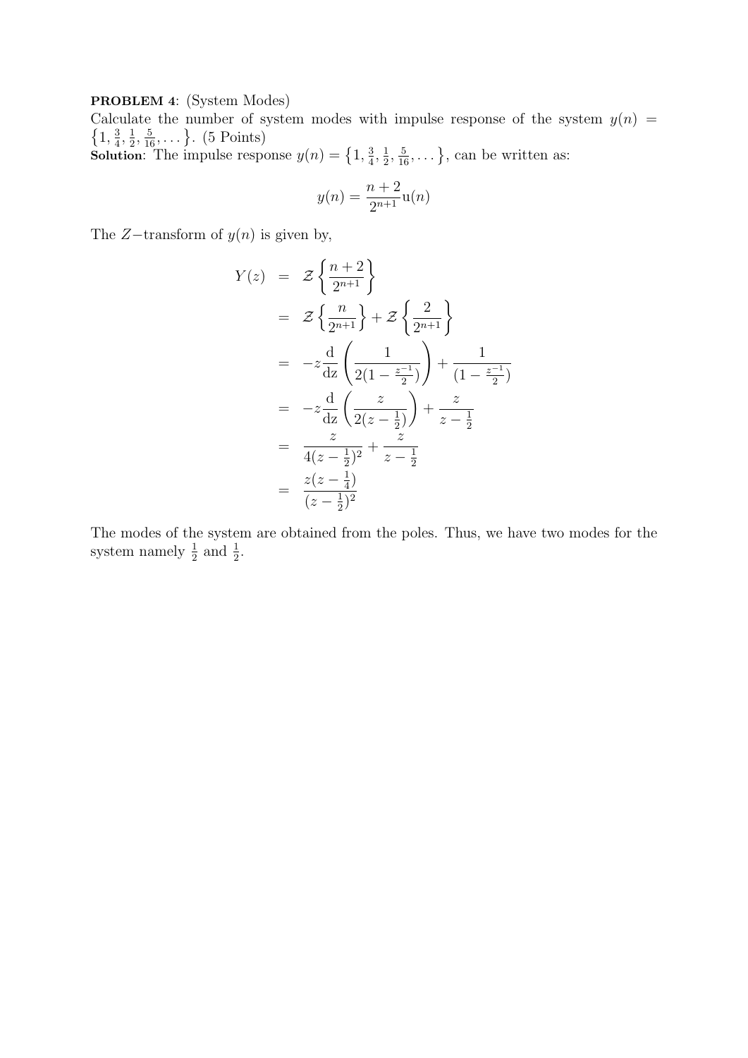**PROBLEM 4**: (System Modes)
Calculate the number of system modes with impulse response of the system $y(n) = \left\{1, \frac{3}{4}, \frac{1}{2}, \frac{5}{16}, \dots\right\}$. (5 Points)
**Solution**: The impulse response $y(n) = \left\{1, \frac{3}{4}, \frac{1}{2}, \frac{5}{16}, \dots\right\}$, can be written as:

$$y(n) = \frac{n+2}{2^{n+1}}\mathrm{u}(n)$$

The $Z-$transform of $y(n)$ is given by,

$$\begin{aligned}
Y(z) &= \mathcal{Z}\left\{\frac{n+2}{2^{n+1}}\right\} \\
&= \mathcal{Z}\left\{\frac{n}{2^{n+1}}\right\} + \mathcal{Z}\left\{\frac{2}{2^{n+1}}\right\} \\
&= -z\frac{\mathrm{d}}{\mathrm{dz}}\left(\frac{1}{2(1-\frac{z^{-1}}{2})}\right) + \frac{1}{(1-\frac{z^{-1}}{2})} \\
&= -z\frac{\mathrm{d}}{\mathrm{dz}}\left(\frac{z}{2(z-\frac{1}{2})}\right) + \frac{z}{z-\frac{1}{2}} \\
&= \frac{z}{4(z-\frac{1}{2})^2} + \frac{z}{z-\frac{1}{2}} \\
&= \frac{z(z-\frac{1}{4})}{(z-\frac{1}{2})^2}
\end{aligned}$$

The modes of the system are obtained from the poles. Thus, we have two modes for the system namely $\frac{1}{2}$ and $\frac{1}{2}$.